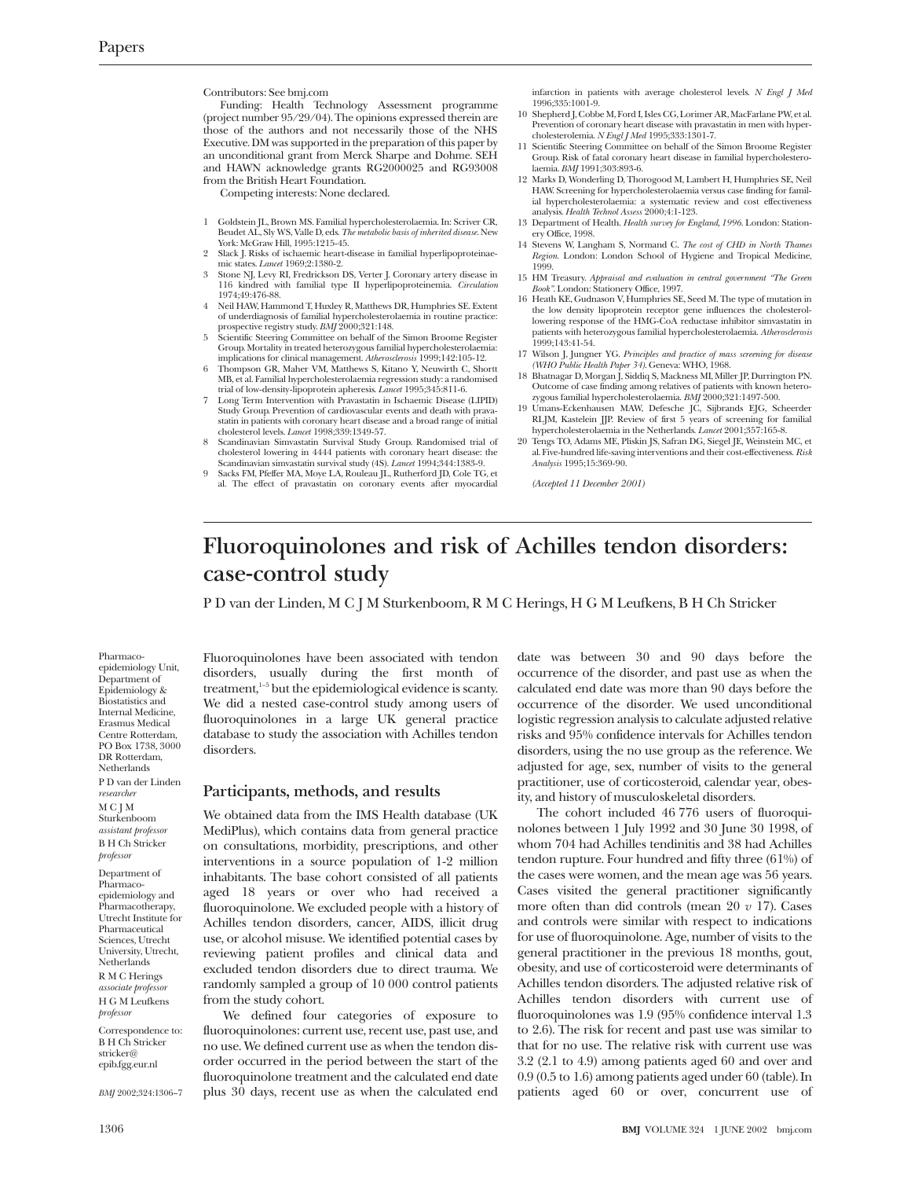Contributors: See bmj.com

Funding: Health Technology Assessment programme (project number 95/29/04). The opinions expressed therein are those of the authors and not necessarily those of the NHS Executive. DM was supported in the preparation of this paper by an unconditional grant from Merck Sharpe and Dohme. SEH and HAWN acknowledge grants RG2000025 and RG93008 from the British Heart Foundation.

Competing interests: None declared.

1. Goldstein JL, Brown MS. Familial hypercholesterolaemia. In: Scriver CR, Beudet AL, Sly WS, Valle D, eds. *The metabolic basis of inherited disease*. New York: McGraw Hill, 1995:1215-45.
2. Slack J. Risks of ischaemic heart-disease in familial hyperlipoproteinaemic states. *Lancet* 1969;2:1380-2.
3. Stone NJ, Levy RI, Fredrickson DS, Verter J. Coronary artery disease in 116 kindred with familial type II hyperlipoproteinemia. *Circulation* 1974;49:476-88.
4. Neil HAW, Hammond T, Huxley R, Matthews DR, Humphries SE. Extent of underdiagnosis of familial hypercholesterolaemia in routine practice: prospective registry study. *BMJ* 2000;321:148.
5. Scientific Steering Committee on behalf of the Simon Broome Register Group. Mortality in treated heterozygous familial hypercholesterolaemia: implications for clinical management. *Atherosclerosis* 1999;142:105-12.
6. Thompson GR, Maher VM, Matthews S, Kitano Y, Neuwirth C, Shortt MB, et al. Familial hypercholesterolaemia regression study: a randomised trial of low-density-lipoprotein apheresis. *Lancet* 1995;345:811-6.
7. Long Term Intervention with Pravastatin in Ischaemic Disease (LIPID) Study Group. Prevention of cardiovascular events and death with pravastatin in patients with coronary heart disease and a broad range of initial cholesterol levels. *Lancet* 1998;339:1349-57.
8. Scandinavian Simvastatin Survival Study Group. Randomised trial of cholesterol lowering in 4444 patients with coronary heart disease: the Scandinavian simvastatin survival study (4S). *Lancet* 1994;344:1383-9.
9. Sacks FM, Pfeffer MA, Moye LA, Rouleau JL, Rutherford JD, Cole TG, et al. The effect of pravastatin on coronary events after myocardial infarction in patients with average cholesterol levels. *N Engl J Med* 1996;335:1001-9.
10. Shepherd J, Cobbe M, Ford I, Isles CG, Lorimer AR, MacFarlane PW, et al. Prevention of coronary heart disease with pravastatin in men with hypercholesterolemia. *N Engl J Med* 1995;333:1301-7.
11. Scientific Steering Committee on behalf of the Simon Broome Register Group. Risk of fatal coronary heart disease in familial hypercholesterolaemia. *BMJ* 1991;303:893-6.
12. Marks D, Wonderling D, Thorogood M, Lambert H, Humphries SE, Neil HAW. Screening for hypercholesterolaemia versus case finding for familial hypercholesterolaemia: a systematic review and cost effectiveness analysis. *Health Technol Assess* 2000;4:1-123.
13. Department of Health. *Health survey for England, 1996*. London: Stationery Office, 1998.
14. Stevens W, Langham S, Normand C. *The cost of CHD in North Thames Region*. London: London School of Hygiene and Tropical Medicine, 1999.
15. HM Treasury. *Appraisal and evaluation in central government "The Green Book"*. London: Stationery Office, 1997.
16. Heath KE, Gudnason V, Humphries SE, Seed M. The type of mutation in the low density lipoprotein receptor gene influences the cholesterol-lowering response of the HMG-CoA reductase inhibitor simvastatin in patients with heterozygous familial hypercholesterolaemia. *Atherosclerosis* 1999;143:41-54.
17. Wilson J, Jungner YG. *Principles and practice of mass screening for disease (WHO Public Health Paper 34)*. Geneva: WHO, 1968.
18. Bhatnagar D, Morgan J, Siddiq S, Mackness MI, Miller JP, Durrington PN. Outcome of case finding among relatives of patients with known heterozygous familial hypercholesterolaemia. *BMJ* 2000;321:1497-500.
19. Umans-Eckenhausen MAW, Defesche JC, Sijbrands EJG, Scheerder RLJM, Kastelein JJP. Review of first 5 years of screening for familial hypercholesterolaemia in the Netherlands. *Lancet* 2001;357:165-8.
20. Tengs TO, Adams ME, Pliskin JS, Safran DG, Siegel JE, Weinstein MC, et al. Five-hundred life-saving interventions and their cost-effectiveness. *Risk Analysis* 1995;15:369-90.

*(Accepted 11 December 2001)*

# Fluoroquinolones and risk of Achilles tendon disorders: case-control study

P D van der Linden, M C J M Sturkenboom, R M C Herings, H G M Leufkens, B H Ch Stricker

Pharmacoepidemiology Unit, Department of Epidemiology & Biostatistics and Internal Medicine, Erasmus Medical Centre Rotterdam, PO Box 1738, 3000 DR Rotterdam, Netherlands
P D van der Linden *researcher*
M C J M Sturkenboom *assistant professor*
B H Ch Stricker *professor*

Department of Pharmacoepidemiology and Pharmacotherapy, Utrecht Institute for Pharmaceutical Sciences, Utrecht University, Utrecht, Netherlands
R M C Herings *associate professor*
H G M Leufkens *professor*

Correspondence to: B H Ch Stricker stricker@epib.fgg.eur.nl

*BMJ* 2002;324:1306–7

Fluoroquinolones have been associated with tendon disorders, usually during the first month of treatment,[1–3] but the epidemiological evidence is scanty. We did a nested case-control study among users of fluoroquinolones in a large UK general practice database to study the association with Achilles tendon disorders.

## Participants, methods, and results

We obtained data from the IMS Health database (UK MediPlus), which contains data from general practice on consultations, morbidity, prescriptions, and other interventions in a source population of 1-2 million inhabitants. The base cohort consisted of all patients aged 18 years or over who had received a fluoroquinolone. We excluded people with a history of Achilles tendon disorders, cancer, AIDS, illicit drug use, or alcohol misuse. We identified potential cases by reviewing patient profiles and clinical data and excluded tendon disorders due to direct trauma. We randomly sampled a group of 10 000 control patients from the study cohort.

We defined four categories of exposure to fluoroquinolones: current use, recent use, past use, and no use. We defined current use as when the tendon disorder occurred in the period between the start of the fluoroquinolone treatment and the calculated end date plus 30 days, recent use as when the calculated end date was between 30 and 90 days before the occurrence of the disorder, and past use as when the calculated end date was more than 90 days before the occurrence of the disorder. We used unconditional logistic regression analysis to calculate adjusted relative risks and 95% confidence intervals for Achilles tendon disorders, using the no use group as the reference. We adjusted for age, sex, number of visits to the general practitioner, use of corticosteroid, calendar year, obesity, and history of musculoskeletal disorders.

The cohort included 46 776 users of fluoroquinolones between 1 July 1992 and 30 June 30 1998, of whom 704 had Achilles tendinitis and 38 had Achilles tendon rupture. Four hundred and fifty three (61%) of the cases were women, and the mean age was 56 years. Cases visited the general practitioner significantly more often than did controls (mean 20 *v* 17). Cases and controls were similar with respect to indications for use of fluoroquinolone. Age, number of visits to the general practitioner in the previous 18 months, gout, obesity, and use of corticosteroid were determinants of Achilles tendon disorders. The adjusted relative risk of Achilles tendon disorders with current use of fluoroquinolones was 1.9 (95% confidence interval 1.3 to 2.6). The risk for recent and past use was similar to that for no use. The relative risk with current use was 3.2 (2.1 to 4.9) among patients aged 60 and over and 0.9 (0.5 to 1.6) among patients aged under 60 (table). In patients aged 60 or over, concurrent use of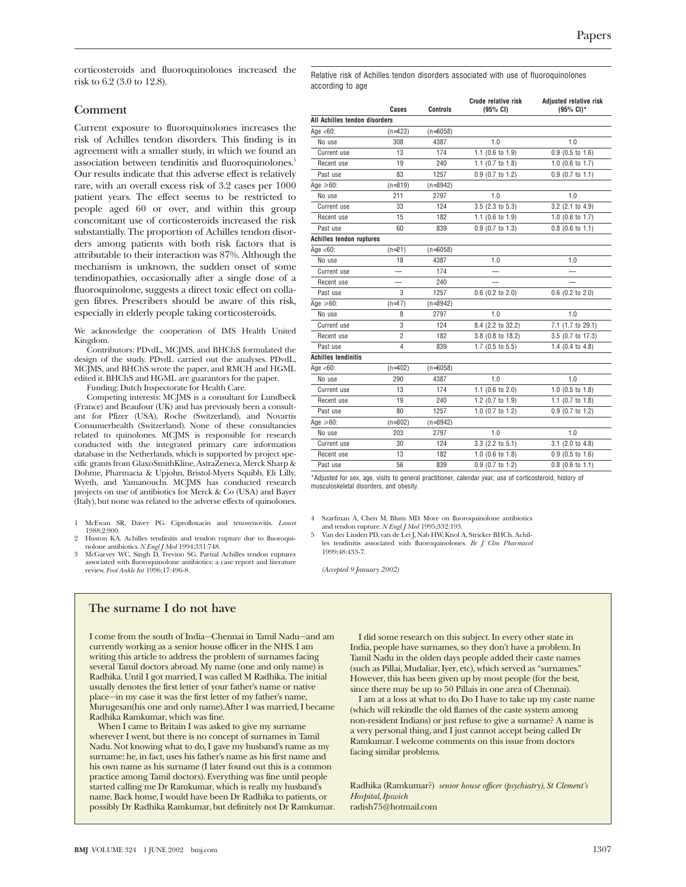corticosteroids and fluoroquinolones increased the risk to 6.2 (3.0 to 12.8).

## Comment

Current exposure to fluoroquinolones increases the risk of Achilles tendon disorders. This finding is in agreement with a smaller study, in which we found an association between tendinitis and fluoroquinolones.[5] Our results indicate that this adverse effect is relatively rare, with an overall excess risk of 3.2 cases per 1000 patient years. The effect seems to be restricted to people aged 60 or over, and within this group concomitant use of corticosteroids increased the risk substantially. The proportion of Achilles tendon disorders among patients with both risk factors that is attributable to their interaction was 87%. Although the mechanism is unknown, the sudden onset of some tendinopathies, occasionally after a single dose of a fluoroquinolone, suggests a direct toxic effect on collagen fibres. Prescribers should be aware of this risk, especially in elderly people taking corticosteroids.

We acknowledge the cooperation of IMS Health United Kingdom.

Contributors: PDvdL, MCJMS, and BHChS formulated the design of the study. PDvdL carried out the analyses. PDvdL, MCJMS, and BHChS wrote the paper, and RMCH and HGML edited it. BHChS and HGML are guarantors for the paper.

Funding: Dutch Inspectorate for Health Care.

Competing interests: MCJMS is a consultant for Lundbeck (France) and Beaufour (UK) and has previously been a consultant for Pfizer (USA), Roche (Switzerland), and Novartis Consumerhealth (Switzerland). None of these consultancies related to quinolones. MCJMS is responsible for research conducted with the integrated primary care information database in the Netherlands, which is supported by project specific grants from GlaxoSmithKline, AstraZeneca, Merck Sharp & Dohme, Pharmacia & Upjohn, Bristol-Myers Squibb, Eli Lilly, Wyeth, and Yamanouchi. MCJMS has conducted research projects on use of antibiotics for Merck & Co (USA) and Bayer (Italy), but none was related to the adverse effects of quinolones.

1. McEwan SR, Davey PG. Ciprofloxacin and tenosynovitis. *Lancet* 1988;2:900.
2. Huston KA. Achilles tendinitis and tendon rupture due to fluoroquinolone antibiotics. *N Engl J Med* 1994;331:748.
3. McGarvey WC, Singh D, Trevino SG. Partial Achilles tendon ruptures associated with fluoroquinolone antibiotics: a case report and literature review. *Foot Ankle Int* 1996;17:496-8.
4. Szarfman A, Chen M, Blum MD. More on fluoroquinolone antibiotics and tendon rupture. *N Engl J Med* 1995;332:193.
5. Van der Linden PD, van de Lei J, Nab HW, Knol A, Stricker BHCh. Achilles tendinitis associated with fluoroquinolones. *Br J Clin Pharmacol* 1999;48:433-7.

*(Accepted 9 January 2002)*

Relative risk of Achilles tendon disorders associated with use of fluoroquinolones according to age

| | Cases | Controls | Crude relative risk (95% CI) | Adjusted relative risk (95% CI)* |
|---|---|---|---|---|
| **All Achilles tendon disorders** | | | | |
| Age <60: | (n=423) | (n=6058) | | |
| No use | 308 | 4387 | 1.0 | 1.0 |
| Current use | 13 | 174 | 1.1 (0.6 to 1.9) | 0.9 (0.5 to 1.6) |
| Recent use | 19 | 240 | 1.1 (0.7 to 1.8) | 1.0 (0.6 to 1.7) |
| Past use | 83 | 1257 | 0.9 (0.7 to 1.2) | 0.9 (0.7 to 1.1) |
| Age ≥60: | (n=319) | (n=3942) | | |
| No use | 211 | 2797 | 1.0 | 1.0 |
| Current use | 33 | 124 | 3.5 (2.3 to 5.3) | 3.2 (2.1 to 4.9) |
| Recent use | 15 | 182 | 1.1 (0.6 to 1.9) | 1.0 (0.6 to 1.7) |
| Past use | 60 | 839 | 0.9 (0.7 to 1.3) | 0.8 (0.6 to 1.1) |
| **Achilles tendon ruptures** | | | | |
| Age <60: | (n=21) | (n=6058) | | |
| No use | 18 | 4387 | 1.0 | 1.0 |
| Current use | — | 174 | — | — |
| Recent use | — | 240 | — | — |
| Past use | 3 | 1257 | 0.6 (0.2 to 2.0) | 0.6 (0.2 to 2.0) |
| Age ≥60: | (n=17) | (n=3942) | | |
| No use | 8 | 2797 | 1.0 | 1.0 |
| Current use | 3 | 124 | 8.4 (2.2 to 32.2) | 7.1 (1.7 to 29.1) |
| Recent use | 2 | 182 | 3.8 (0.8 to 18.2) | 3.5 (0.7 to 17.3) |
| Past use | 4 | 839 | 1.7 (0.5 to 5.5) | 1.4 (0.4 to 4.8) |
| **Achilles tendinitis** | | | | |
| Age <60: | (n=402) | (n=6058) | | |
| No use | 290 | 4387 | 1.0 | 1.0 |
| Current use | 13 | 174 | 1.1 (0.6 to 2.0) | 1.0 (0.5 to 1.8) |
| Recent use | 19 | 240 | 1.2 (0.7 to 1.9) | 1.1 (0.7 to 1.8) |
| Past use | 80 | 1257 | 1.0 (0.7 to 1.2) | 0.9 (0.7 to 1.2) |
| Age ≥60: | (n=302) | (n=3942) | | |
| No use | 203 | 2797 | 1.0 | 1.0 |
| Current use | 30 | 124 | 3.3 (2.2 to 5.1) | 3.1 (2.0 to 4.8) |
| Recent use | 13 | 182 | 1.0 (0.6 to 1.8) | 0.9 (0.5 to 1.6) |
| Past use | 56 | 839 | 0.9 (0.7 to 1.2) | 0.8 (0.6 to 1.1) |

*Adjusted for sex, age, visits to general practitioner, calendar year, use of corticosteroid, history of musculoskeletal disorders, and obesity.

## The surname I do not have

I come from the south of India—Chennai in Tamil Nadu—and am currently working as a senior house officer in the NHS. I am writing this article to address the problem of surnames facing several Tamil doctors abroad. My name (one and only name) is Radhika. Until I got married, I was called M Radhika. The initial usually denotes the first letter of your father's name or native place—in my case it was the first letter of my father's name, Murugesan(his one and only name).After I was married, I became Radhika Ramkumar, which was fine.

When I came to Britain I was asked to give my surname wherever I went, but there is no concept of surnames in Tamil Nadu. Not knowing what to do, I gave my husband's name as my surname: he, in fact, uses his father's name as his first name and his own name as his surname (I later found out this is a common practice among Tamil doctors). Everything was fine until people started calling me Dr Ramkumar, which is really my husband's name. Back home, I would have been Dr Radhika to patients, or possibly Dr Radhika Ramkumar, but definitely not Dr Ramkumar.

I did some research on this subject. In every other state in India, people have surnames, so they don't have a problem. In Tamil Nadu in the olden days people added their caste names (such as Pillai, Mudaliar, Iyer, etc), which served as "surnames." However, this has been given up by most people (for the best, since there may be up to 50 Pillais in one area of Chennai).

I am at a loss at what to do. Do I have to take up my caste name (which will rekindle the old flames of the caste system among non-resident Indians) or just refuse to give a surname? A name is a very personal thing, and I just cannot accept being called Dr Ramkumar. I welcome comments on this issue from doctors facing similar problems.

Radhika (Ramkumar?) *senior house officer (psychiatry), St Clement's Hospital, Ipswich*
radish75@hotmail.com